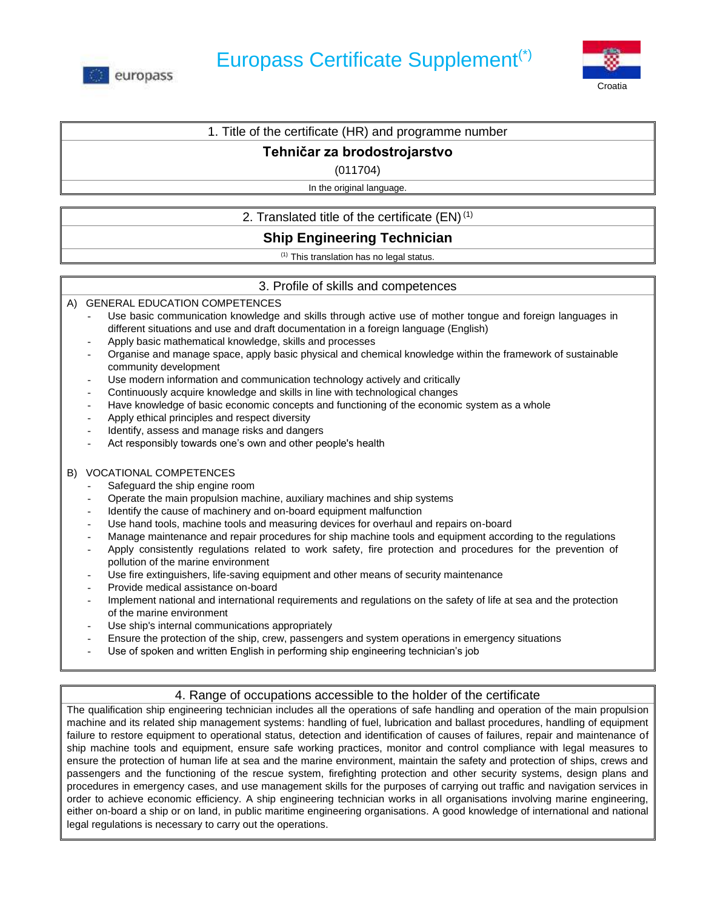europass

# Europass Certificate Supplement(*)

Croatia

## 1. Title of the certificate (HR) and programme number

**Tehničar za brodostrojarstvo**

(011704)

In the original language.

## 2. Translated title of the certificate (EN) [1]

**Ship Engineering Technician**

[1] This translation has no legal status.

## 3. Profile of skills and competences

A) GENERAL EDUCATION COMPETENCES

- Use basic communication knowledge and skills through active use of mother tongue and foreign languages in different situations and use and draft documentation in a foreign language (English)
- Apply basic mathematical knowledge, skills and processes
- Organise and manage space, apply basic physical and chemical knowledge within the framework of sustainable community development
- Use modern information and communication technology actively and critically
- Continuously acquire knowledge and skills in line with technological changes
- Have knowledge of basic economic concepts and functioning of the economic system as a whole
- Apply ethical principles and respect diversity
- Identify, assess and manage risks and dangers
- Act responsibly towards one's own and other people's health

B) VOCATIONAL COMPETENCES

- Safeguard the ship engine room
- Operate the main propulsion machine, auxiliary machines and ship systems
- Identify the cause of machinery and on-board equipment malfunction
- Use hand tools, machine tools and measuring devices for overhaul and repairs on-board
- Manage maintenance and repair procedures for ship machine tools and equipment according to the regulations
- Apply consistently regulations related to work safety, fire protection and procedures for the prevention of pollution of the marine environment
- Use fire extinguishers, life-saving equipment and other means of security maintenance
- Provide medical assistance on-board
- Implement national and international requirements and regulations on the safety of life at sea and the protection of the marine environment
- Use ship's internal communications appropriately
- Ensure the protection of the ship, crew, passengers and system operations in emergency situations
- Use of spoken and written English in performing ship engineering technician's job

## 4. Range of occupations accessible to the holder of the certificate

The qualification ship engineering technician includes all the operations of safe handling and operation of the main propulsion machine and its related ship management systems: handling of fuel, lubrication and ballast procedures, handling of equipment failure to restore equipment to operational status, detection and identification of causes of failures, repair and maintenance of ship machine tools and equipment, ensure safe working practices, monitor and control compliance with legal measures to ensure the protection of human life at sea and the marine environment, maintain the safety and protection of ships, crews and passengers and the functioning of the rescue system, firefighting protection and other security systems, design plans and procedures in emergency cases, and use management skills for the purposes of carrying out traffic and navigation services in order to achieve economic efficiency. A ship engineering technician works in all organisations involving marine engineering, either on-board a ship or on land, in public maritime engineering organisations. A good knowledge of international and national legal regulations is necessary to carry out the operations.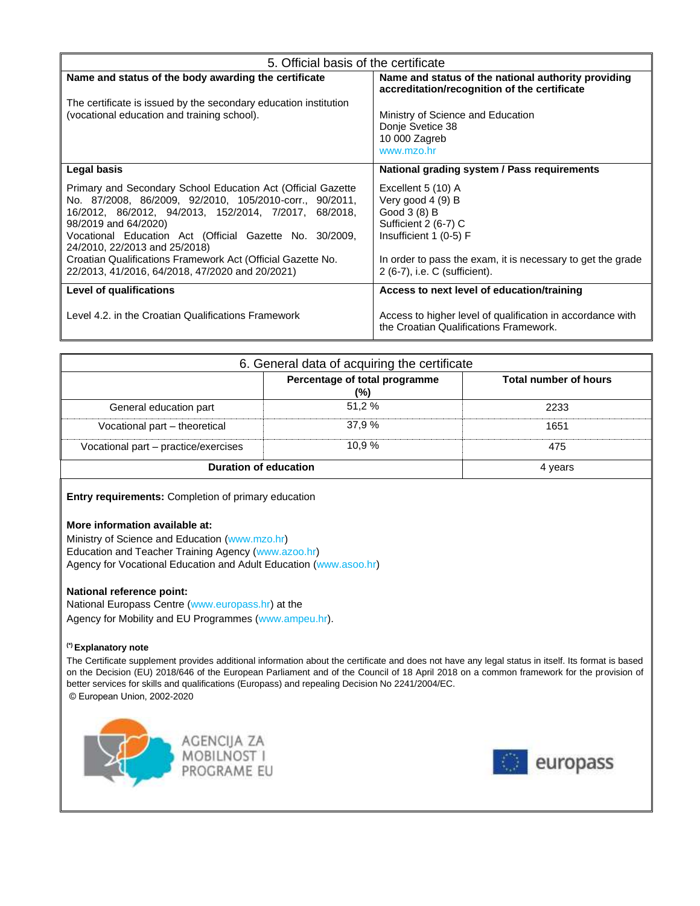## 5. Official basis of the certificate

| Name and status of the body awarding the certificate | Name and status of the national authority providing accreditation/recognition of the certificate |
|---|---|
| The certificate is issued by the secondary education institution (vocational education and training school). | Ministry of Science and Education<br>Donje Svetice 38<br>10 000 Zagreb<br>www.mzo.hr |
| **Legal basis** | **National grading system / Pass requirements** |
| Primary and Secondary School Education Act (Official Gazette No. 87/2008, 86/2009, 92/2010, 105/2010-corr., 90/2011, 16/2012, 86/2012, 94/2013, 152/2014, 7/2017, 68/2018, 98/2019 and 64/2020)<br>Vocational Education Act (Official Gazette No. 30/2009, 24/2010, 22/2013 and 25/2018)<br>Croatian Qualifications Framework Act (Official Gazette No. 22/2013, 41/2016, 64/2018, 47/2020 and 20/2021) | Excellent 5 (10) A<br>Very good 4 (9) B<br>Good 3 (8) B<br>Sufficient 2 (6-7) C<br>Insufficient 1 (0-5) F<br><br>In order to pass the exam, it is necessary to get the grade 2 (6-7), i.e. C (sufficient). |
| **Level of qualifications** | **Access to next level of education/training** |
| Level 4.2. in the Croatian Qualifications Framework | Access to higher level of qualification in accordance with the Croatian Qualifications Framework. |

## 6. General data of acquiring the certificate

| | Percentage of total programme (%) | Total number of hours |
|---|---|---|
| General education part | 51,2 % | 2233 |
| Vocational part – theoretical | 37,9 % | 1651 |
| Vocational part – practice/exercises | 10,9 % | 475 |
| **Duration of education** | | 4 years |

**Entry requirements:** Completion of primary education

**More information available at:**
Ministry of Science and Education (www.mzo.hr)
Education and Teacher Training Agency (www.azoo.hr)
Agency for Vocational Education and Adult Education (www.asoo.hr)

**National reference point:**
National Europass Centre (www.europass.hr) at the
Agency for Mobility and EU Programmes (www.ampeu.hr).

[(*)] **Explanatory note**

The Certificate supplement provides additional information about the certificate and does not have any legal status in itself. Its format is based on the Decision (EU) 2018/646 of the European Parliament and of the Council of 18 April 2018 on a common framework for the provision of better services for skills and qualifications (Europass) and repealing Decision No 2241/2004/EC.
© European Union, 2002-2020

AGENCIJA ZA MOBILNOST I PROGRAME EU

europass